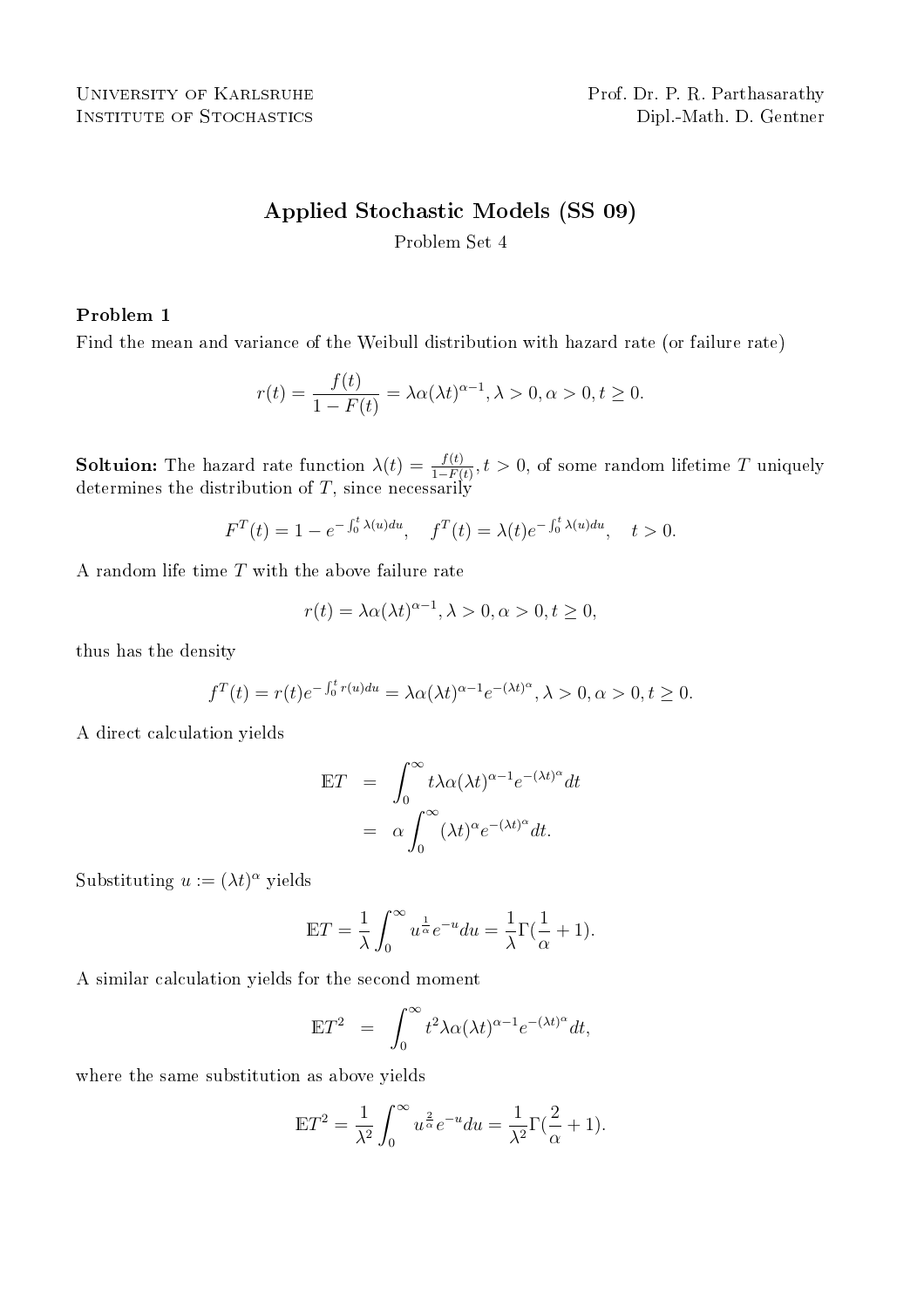University of Karlsruhe
Institute of Stochastics

Prof. Dr. P. R. Parthasarathy
Dipl.-Math. D. Gentner

# Applied Stochastic Models (SS 09)

Problem Set 4

### Problem 1

Find the mean and variance of the Weibull distribution with hazard rate (or failure rate)

$$r(t) = \frac{f(t)}{1 - F(t)} = \lambda\alpha(\lambda t)^{\alpha - 1}, \lambda > 0, \alpha > 0, t \geq 0.$$

**Soltuion:** The hazard rate function $\lambda(t) = \frac{f(t)}{1-F(t)}, t > 0$, of some random lifetime $T$ uniquely determines the distribution of $T$, since necessarily

$$F^T(t) = 1 - e^{-\int_0^t \lambda(u)du}, \quad f^T(t) = \lambda(t)e^{-\int_0^t \lambda(u)du}, \quad t > 0.$$

A random life time $T$ with the above failure rate

$$r(t) = \lambda\alpha(\lambda t)^{\alpha - 1}, \lambda > 0, \alpha > 0, t \geq 0,$$

thus has the density

$$f^T(t) = r(t)e^{-\int_0^t r(u)du} = \lambda\alpha(\lambda t)^{\alpha-1}e^{-(\lambda t)^\alpha}, \lambda > 0, \alpha > 0, t \geq 0.$$

A direct calculation yields

$$\begin{aligned} \mathbb{E}T &= \int_0^\infty t\lambda\alpha(\lambda t)^{\alpha-1}e^{-(\lambda t)^\alpha}dt \\ &= \alpha\int_0^\infty (\lambda t)^\alpha e^{-(\lambda t)^\alpha}dt. \end{aligned}$$

Substituting $u := (\lambda t)^\alpha$ yields

$$\mathbb{E}T = \frac{1}{\lambda}\int_0^\infty u^{\frac{1}{\alpha}}e^{-u}du = \frac{1}{\lambda}\Gamma(\frac{1}{\alpha} + 1).$$

A similar calculation yields for the second moment

$$\mathbb{E}T^2 = \int_0^\infty t^2\lambda\alpha(\lambda t)^{\alpha-1}e^{-(\lambda t)^\alpha}dt,$$

where the same substitution as above yields

$$\mathbb{E}T^2 = \frac{1}{\lambda^2}\int_0^\infty u^{\frac{2}{\alpha}}e^{-u}du = \frac{1}{\lambda^2}\Gamma(\frac{2}{\alpha} + 1).$$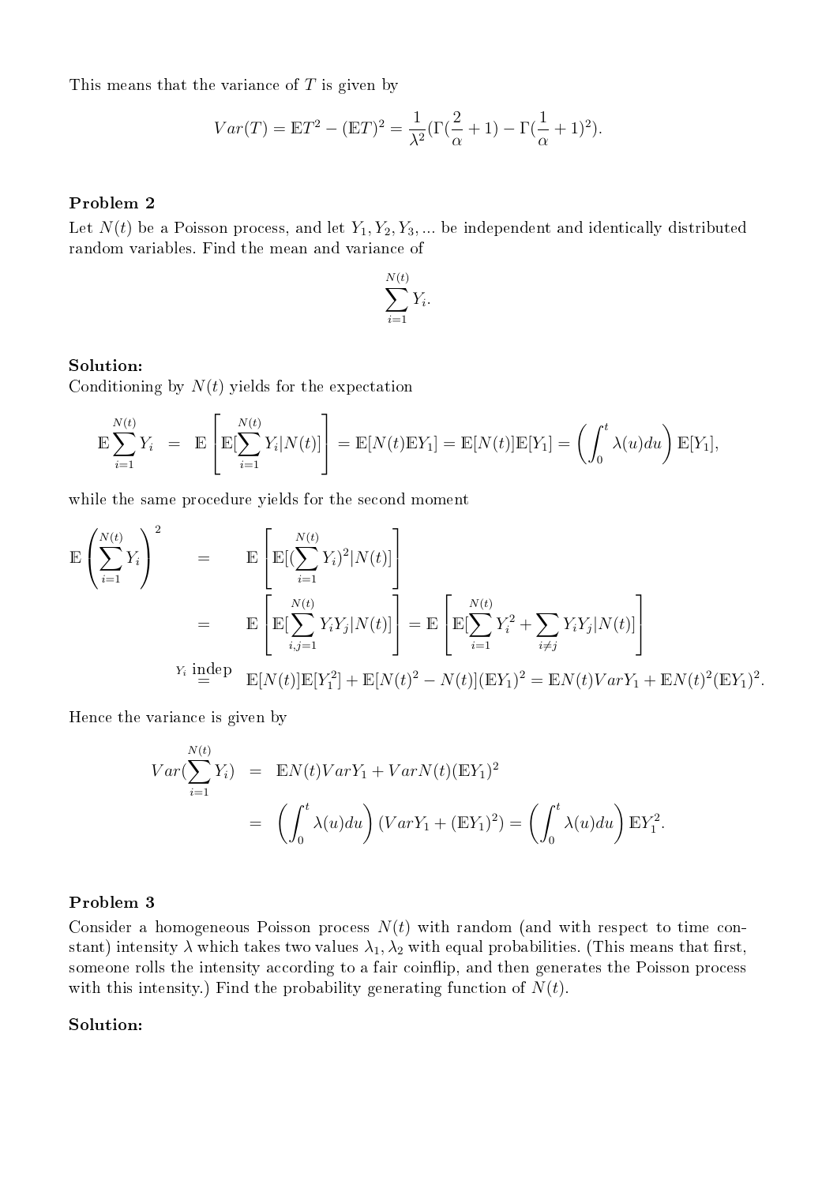This means that the variance of $T$ is given by

$$Var(T) = \mathbb{E}T^2 - (\mathbb{E}T)^2 = \frac{1}{\lambda^2}(\Gamma(\frac{2}{\alpha}+1) - \Gamma(\frac{1}{\alpha}+1)^2).$$

### Problem 2

Let $N(t)$ be a Poisson process, and let $Y_1, Y_2, Y_3, ...$ be independent and identically distributed random variables. Find the mean and variance of

$$\sum_{i=1}^{N(t)} Y_i.$$

### Solution:

Conditioning by $N(t)$ yields for the expectation

$$\mathbb{E}\sum_{i=1}^{N(t)} Y_i = \mathbb{E}\left[\mathbb{E}[\sum_{i=1}^{N(t)} Y_i | N(t)]\right] = \mathbb{E}[N(t)\mathbb{E}Y_1] = \mathbb{E}[N(t)]\mathbb{E}[Y_1] = \left(\int_0^t \lambda(u)du\right)\mathbb{E}[Y_1],$$

while the same procedure yields for the second moment

$$\begin{aligned}
\mathbb{E}\left(\sum_{i=1}^{N(t)} Y_i\right)^2 &= \mathbb{E}\left[\mathbb{E}[(\sum_{i=1}^{N(t)} Y_i)^2 | N(t)]\right] \\
&= \mathbb{E}\left[\mathbb{E}[\sum_{i,j=1}^{N(t)} Y_i Y_j | N(t)]\right] = \mathbb{E}\left[\mathbb{E}[\sum_{i=1}^{N(t)} Y_i^2 + \sum_{i \neq j} Y_i Y_j | N(t)]\right] \\
&\overset{Y_i \text{ indep}}{=} \mathbb{E}[N(t)]\mathbb{E}[Y_1^2] + \mathbb{E}[N(t)^2 - N(t)](\mathbb{E}Y_1)^2 = \mathbb{E}N(t)VarY_1 + \mathbb{E}N(t)^2(\mathbb{E}Y_1)^2.
\end{aligned}$$

Hence the variance is given by

$$\begin{aligned}
Var(\sum_{i=1}^{N(t)} Y_i) &= \mathbb{E}N(t)VarY_1 + VarN(t)(\mathbb{E}Y_1)^2 \\
&= \left(\int_0^t \lambda(u)du\right)(VarY_1 + (\mathbb{E}Y_1)^2) = \left(\int_0^t \lambda(u)du\right)\mathbb{E}Y_1^2.
\end{aligned}$$

### Problem 3

Consider a homogeneous Poisson process $N(t)$ with random (and with respect to time constant) intensity $\lambda$ which takes two values $\lambda_1, \lambda_2$ with equal probabilities. (This means that first, someone rolls the intensity according to a fair coinflip, and then generates the Poisson process with this intensity.) Find the probability generating function of $N(t)$.

### Solution: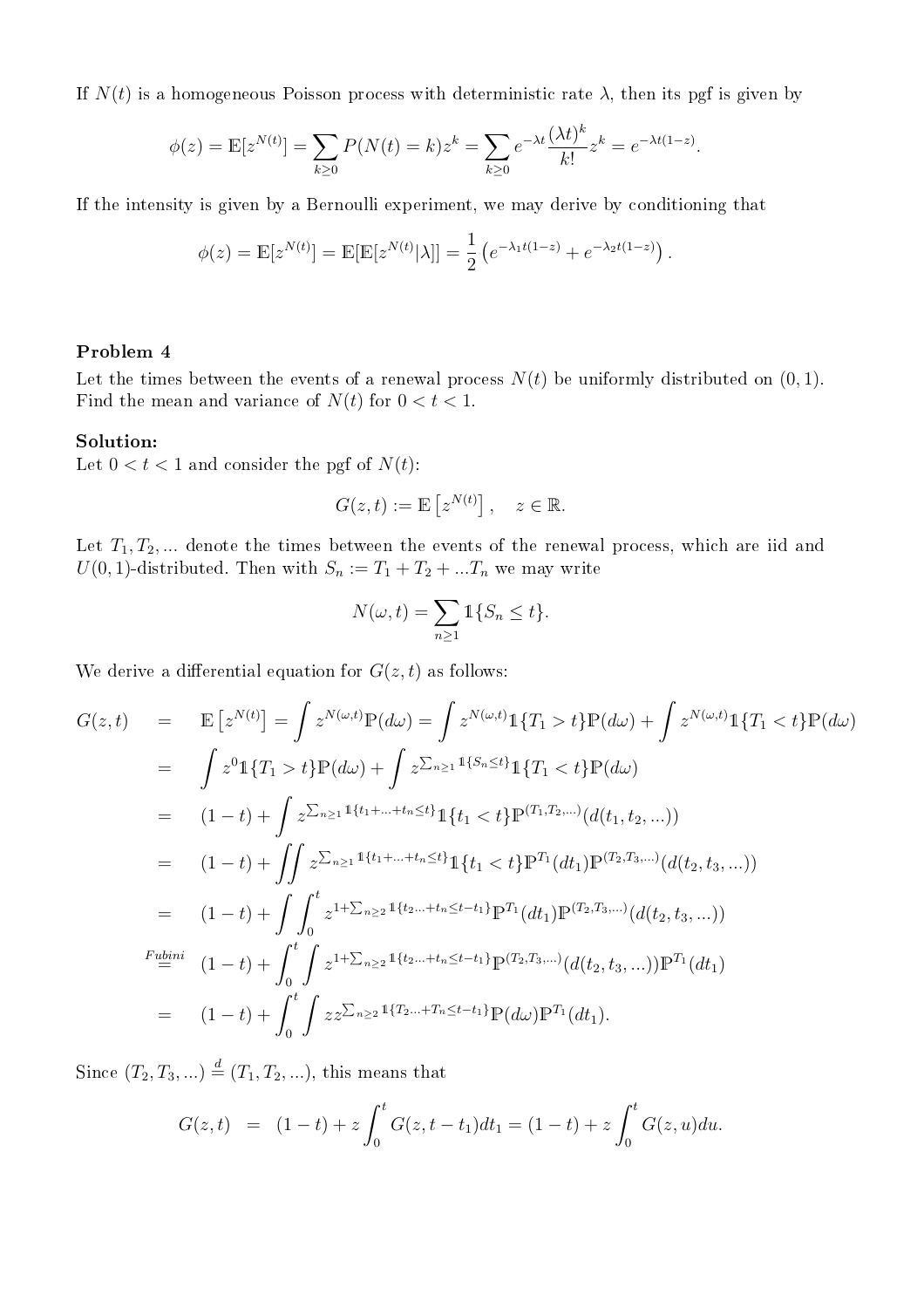If $N(t)$ is a homogeneous Poisson process with deterministic rate $\lambda$, then its pgf is given by

$$\phi(z) = \mathbb{E}[z^{N(t)}] = \sum_{k\geq 0} P(N(t)=k)z^k = \sum_{k\geq 0} e^{-\lambda t}\frac{(\lambda t)^k}{k!}z^k = e^{-\lambda t(1-z)}.$$

If the intensity is given by a Bernoulli experiment, we may derive by conditioning that

$$\phi(z) = \mathbb{E}[z^{N(t)}] = \mathbb{E}[\mathbb{E}[z^{N(t)}|\lambda]] = \frac{1}{2}\left(e^{-\lambda_1 t(1-z)} + e^{-\lambda_2 t(1-z)}\right).$$

### Problem 4

Let the times between the events of a renewal process $N(t)$ be uniformly distributed on $(0,1)$. Find the mean and variance of $N(t)$ for $0 < t < 1$.

**Solution:**

Let $0 < t < 1$ and consider the pgf of $N(t)$:

$$G(z,t) := \mathbb{E}\left[z^{N(t)}\right], \quad z \in \mathbb{R}.$$

Let $T_1, T_2, ...$ denote the times between the events of the renewal process, which are iid and $U(0,1)$-distributed. Then with $S_n := T_1 + T_2 + ...T_n$ we may write

$$N(\omega, t) = \sum_{n\geq 1} \mathbb{1}\{S_n \leq t\}.$$

We derive a differential equation for $G(z,t)$ as follows:

$$\begin{aligned}
G(z,t) &= \mathbb{E}\left[z^{N(t)}\right] = \int z^{N(\omega,t)}\mathbb{P}(d\omega) = \int z^{N(\omega,t)}\mathbb{1}\{T_1 > t\}\mathbb{P}(d\omega) + \int z^{N(\omega,t)}\mathbb{1}\{T_1 < t\}\mathbb{P}(d\omega) \\
&= \int z^0 \mathbb{1}\{T_1 > t\}\mathbb{P}(d\omega) + \int z^{\sum_{n\geq 1}\mathbb{1}\{S_n\leq t\}}\mathbb{1}\{T_1 < t\}\mathbb{P}(d\omega) \\
&= (1-t) + \int z^{\sum_{n\geq 1}\mathbb{1}\{t_1+...+t_n\leq t\}}\mathbb{1}\{t_1 < t\}\mathbb{P}^{(T_1,T_2,...)}(d(t_1,t_2,...)) \\
&= (1-t) + \iint z^{\sum_{n\geq 1}\mathbb{1}\{t_1+...+t_n\leq t\}}\mathbb{1}\{t_1 < t\}\mathbb{P}^{T_1}(dt_1)\mathbb{P}^{(T_2,T_3,...)}(d(t_2,t_3,...)) \\
&= (1-t) + \int\int_0^t z^{1+\sum_{n\geq 2}\mathbb{1}\{t_2...+t_n\leq t-t_1\}}\mathbb{P}^{T_1}(dt_1)\mathbb{P}^{(T_2,T_3,...)}(d(t_2,t_3,...)) \\
&\overset{Fubini}{=} (1-t) + \int_0^t\int z^{1+\sum_{n\geq 2}\mathbb{1}\{t_2...+t_n\leq t-t_1\}}\mathbb{P}^{(T_2,T_3,...)}(d(t_2,t_3,...))\mathbb{P}^{T_1}(dt_1) \\
&= (1-t) + \int_0^t\int z z^{\sum_{n\geq 2}\mathbb{1}\{T_2...+T_n\leq t-t_1\}}\mathbb{P}(d\omega)\mathbb{P}^{T_1}(dt_1).
\end{aligned}$$

Since $(T_2, T_3, ...) \overset{d}{=} (T_1, T_2, ...)$, this means that

$$G(z,t) = (1-t) + z\int_0^t G(z, t-t_1)dt_1 = (1-t) + z\int_0^t G(z,u)du.$$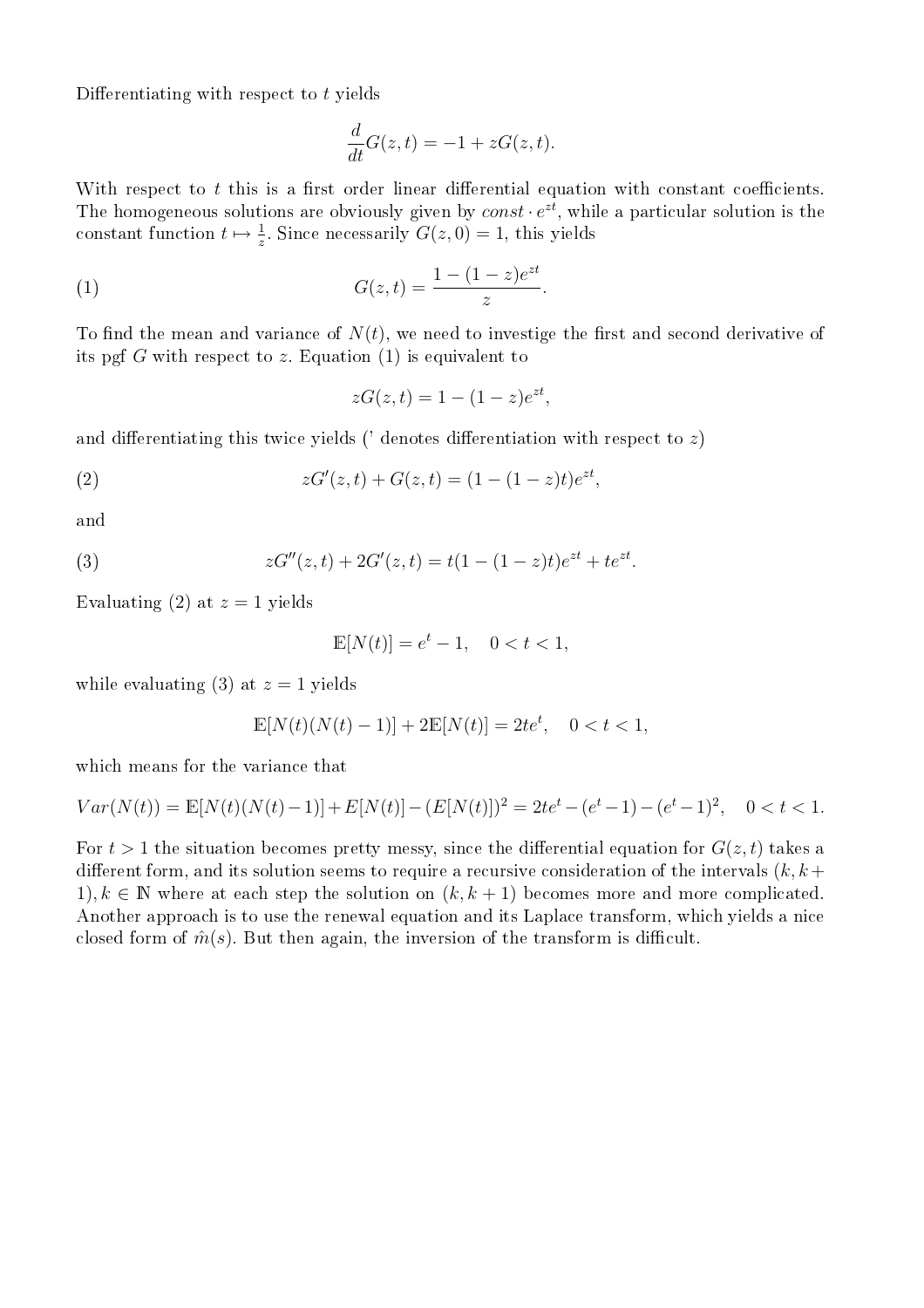Differentiating with respect to $t$ yields

$$\frac{d}{dt}G(z,t) = -1 + zG(z,t).$$

With respect to $t$ this is a first order linear differential equation with constant coefficients. The homogeneous solutions are obviously given by $const \cdot e^{zt}$, while a particular solution is the constant function $t \mapsto \frac{1}{z}$. Since necessarily $G(z,0) = 1$, this yields

$$G(z,t) = \frac{1-(1-z)e^{zt}}{z}. \tag{1}$$

To find the mean and variance of $N(t)$, we need to investige the first and second derivative of its pgf $G$ with respect to $z$. Equation (1) is equivalent to

$$zG(z,t) = 1-(1-z)e^{zt},$$

and differentiating this twice yields (' denotes differentiation with respect to $z$)

$$zG'(z,t) + G(z,t) = (1-(1-z)t)e^{zt}, \tag{2}$$

and

$$zG''(z,t) + 2G'(z,t) = t(1-(1-z)t)e^{zt} + te^{zt}. \tag{3}$$

Evaluating (2) at $z = 1$ yields

$$\mathbb{E}[N(t)] = e^t - 1, \quad 0 < t < 1,$$

while evaluating (3) at $z = 1$ yields

$$\mathbb{E}[N(t)(N(t)-1)] + 2\mathbb{E}[N(t)] = 2te^t, \quad 0 < t < 1,$$

which means for the variance that

$$Var(N(t)) = \mathbb{E}[N(t)(N(t)-1)] + E[N(t)] - (E[N(t)])^2 = 2te^t - (e^t-1) - (e^t-1)^2, \quad 0 < t < 1.$$

For $t > 1$ the situation becomes pretty messy, since the differential equation for $G(z,t)$ takes a different form, and its solution seems to require a recursive consideration of the intervals $(k, k+1), k \in \mathbb{N}$ where at each step the solution on $(k, k+1)$ becomes more and more complicated. Another approach is to use the renewal equation and its Laplace transform, which yields a nice closed form of $\hat{m}(s)$. But then again, the inversion of the transform is difficult.